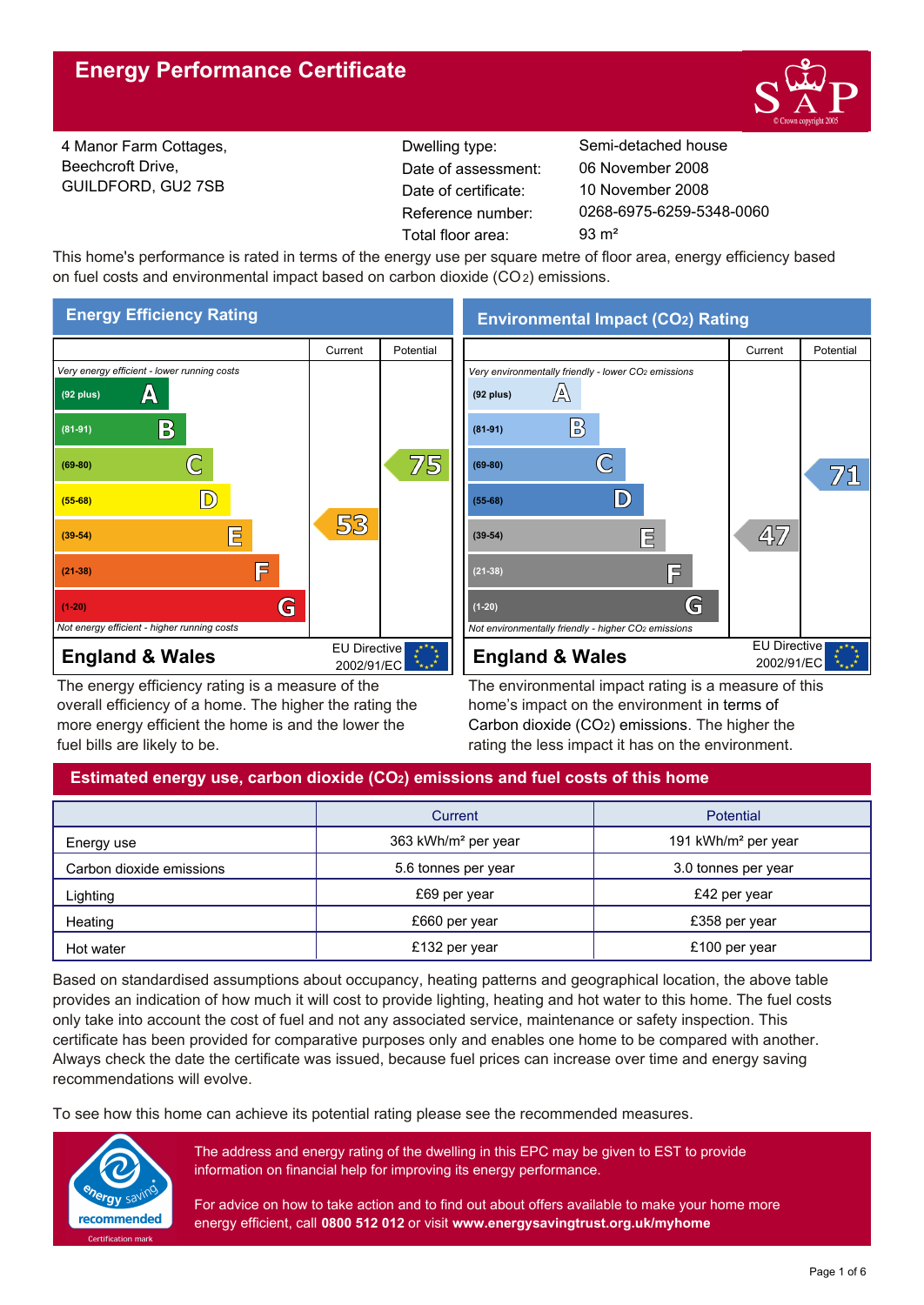# Energy Performance Certificate

4 Manor Farm Cottages,
Beechcroft Drive,
GUILDFORD, GU2 7SB

| | |
|---|---|
| Dwelling type: | Semi-detached house |
| Date of assessment: | 06 November 2008 |
| Date of certificate: | 10 November 2008 |
| Reference number: | 0268-6975-6259-5348-0060 |
| Total floor area: | 93 m² |

This home's performance is rated in terms of the energy use per square metre of floor area, energy efficiency based on fuel costs and environmental impact based on carbon dioxide ($CO_2$) emissions.

## Energy Efficiency Rating

| | Current | Potential |
|---|---|---|
| *Very energy efficient - lower running costs* | | |
| (92 plus) A | | |
| (81-91) B | | |
| (69-80) C | | 75 |
| (55-68) D | | |
| (39-54) E | 53 | |
| (21-38) F | | |
| (1-20) G | | |
| *Not energy efficient - higher running costs* | | |
| **England & Wales** | EU Directive 2002/91/EC | |

The energy efficiency rating is a measure of the overall efficiency of a home. The higher the rating the more energy efficient the home is and the lower the fuel bills are likely to be.

## Environmental Impact ($CO_2$) Rating

| | Current | Potential |
|---|---|---|
| *Very environmentally friendly - lower $CO_2$ emissions* | | |
| (92 plus) A | | |
| (81-91) B | | |
| (69-80) C | | 71 |
| (55-68) D | | |
| (39-54) E | 47 | |
| (21-38) F | | |
| (1-20) G | | |
| *Not environmentally friendly - higher $CO_2$ emissions* | | |
| **England & Wales** | EU Directive 2002/91/EC | |

The environmental impact rating is a measure of this home's impact on the environment in terms of Carbon dioxide ($CO_2$) emissions. The higher the rating the less impact it has on the environment.

## Estimated energy use, carbon dioxide ($CO_2$) emissions and fuel costs of this home

| | Current | Potential |
|---|---|---|
| Energy use | 363 kWh/m² per year | 191 kWh/m² per year |
| Carbon dioxide emissions | 5.6 tonnes per year | 3.0 tonnes per year |
| Lighting | £69 per year | £42 per year |
| Heating | £660 per year | £358 per year |
| Hot water | £132 per year | £100 per year |

Based on standardised assumptions about occupancy, heating patterns and geographical location, the above table provides an indication of how much it will cost to provide lighting, heating and hot water to this home. The fuel costs only take into account the cost of fuel and not any associated service, maintenance or safety inspection. This certificate has been provided for comparative purposes only and enables one home to be compared with another. Always check the date the certificate was issued, because fuel prices can increase over time and energy saving recommendations will evolve.

To see how this home can achieve its potential rating please see the recommended measures.

energy saving recommended
Certification mark

The address and energy rating of the dwelling in this EPC may be given to EST to provide information on financial help for improving its energy performance.

For advice on how to take action and to find out about offers available to make your home more energy efficient, call **0800 512 012** or visit **www.energysavingtrust.org.uk/myhome**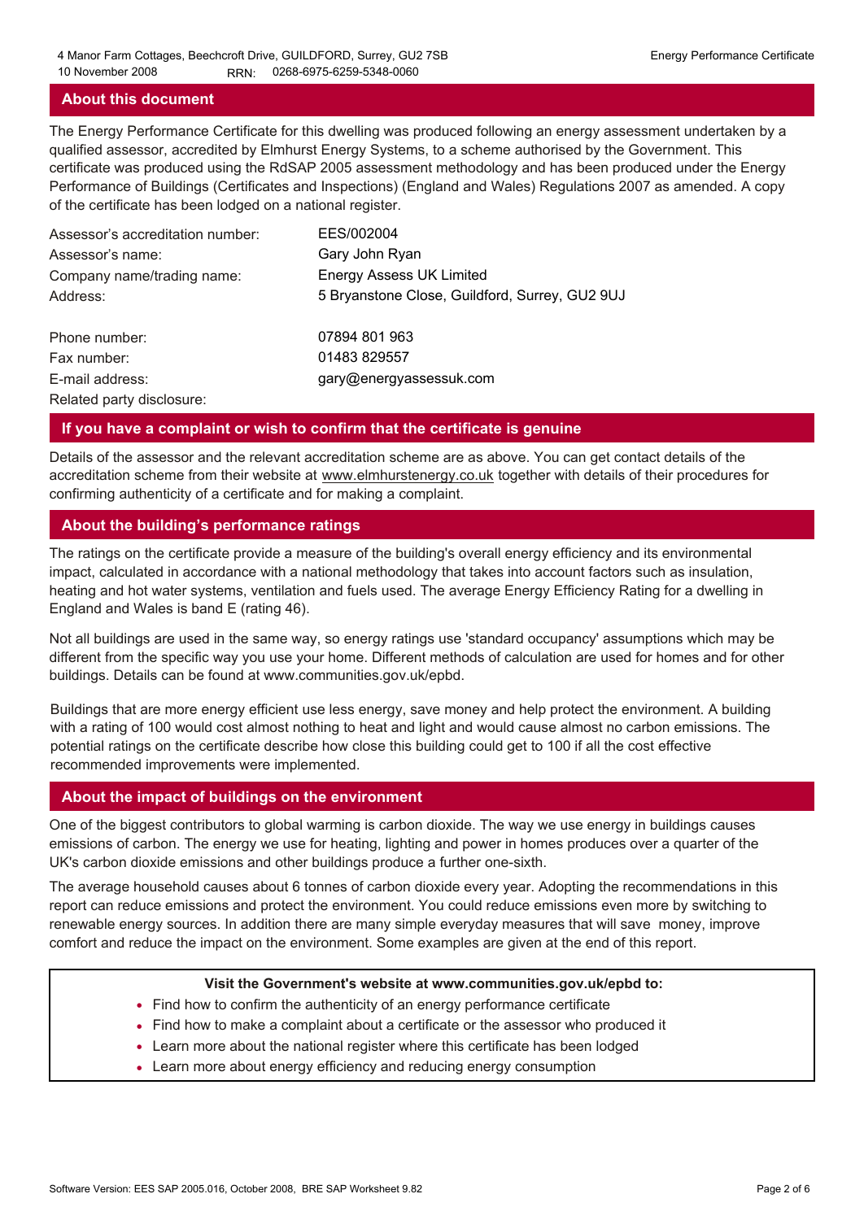## About this document

The Energy Performance Certificate for this dwelling was produced following an energy assessment undertaken by a qualified assessor, accredited by Elmhurst Energy Systems, to a scheme authorised by the Government. This certificate was produced using the RdSAP 2005 assessment methodology and has been produced under the Energy Performance of Buildings (Certificates and Inspections) (England and Wales) Regulations 2007 as amended. A copy of the certificate has been lodged on a national register.

| | |
|---|---|
| Assessor's accreditation number: | EES/002004 |
| Assessor's name: | Gary John Ryan |
| Company name/trading name: | Energy Assess UK Limited |
| Address: | 5 Bryanstone Close, Guildford, Surrey, GU2 9UJ |
| Phone number: | 07894 801 963 |
| Fax number: | 01483 829557 |
| E-mail address: | gary@energyassessuk.com |
| Related party disclosure: | |

## If you have a complaint or wish to confirm that the certificate is genuine

Details of the assessor and the relevant accreditation scheme are as above. You can get contact details of the accreditation scheme from their website at www.elmhurstenergy.co.uk together with details of their procedures for confirming authenticity of a certificate and for making a complaint.

## About the building's performance ratings

The ratings on the certificate provide a measure of the building's overall energy efficiency and its environmental impact, calculated in accordance with a national methodology that takes into account factors such as insulation, heating and hot water systems, ventilation and fuels used. The average Energy Efficiency Rating for a dwelling in England and Wales is band E (rating 46).

Not all buildings are used in the same way, so energy ratings use 'standard occupancy' assumptions which may be different from the specific way you use your home. Different methods of calculation are used for homes and for other buildings. Details can be found at www.communities.gov.uk/epbd.

Buildings that are more energy efficient use less energy, save money and help protect the environment. A building with a rating of 100 would cost almost nothing to heat and light and would cause almost no carbon emissions. The potential ratings on the certificate describe how close this building could get to 100 if all the cost effective recommended improvements were implemented.

## About the impact of buildings on the environment

One of the biggest contributors to global warming is carbon dioxide. The way we use energy in buildings causes emissions of carbon. The energy we use for heating, lighting and power in homes produces over a quarter of the UK's carbon dioxide emissions and other buildings produce a further one-sixth.

The average household causes about 6 tonnes of carbon dioxide every year. Adopting the recommendations in this report can reduce emissions and protect the environment. You could reduce emissions even more by switching to renewable energy sources. In addition there are many simple everyday measures that will save money, improve comfort and reduce the impact on the environment. Some examples are given at the end of this report.

**Visit the Government's website at www.communities.gov.uk/epbd to:**

- Find how to confirm the authenticity of an energy performance certificate
- Find how to make a complaint about a certificate or the assessor who produced it
- Learn more about the national register where this certificate has been lodged
- Learn more about energy efficiency and reducing energy consumption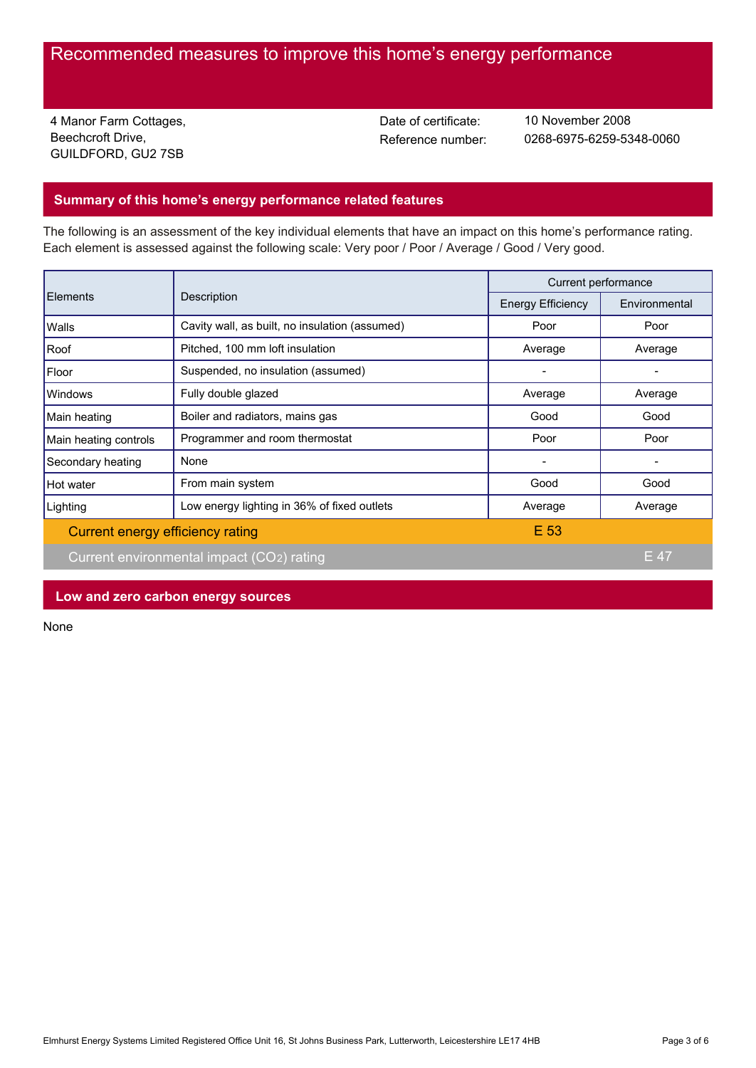# Recommended measures to improve this home's energy performance

4 Manor Farm Cottages,
Beechcroft Drive,
GUILDFORD, GU2 7SB

Date of certificate: 10 November 2008
Reference number: 0268-6975-6259-5348-0060

## Summary of this home's energy performance related features

The following is an assessment of the key individual elements that have an impact on this home's performance rating. Each element is assessed against the following scale: Very poor / Poor / Average / Good / Very good.

| Elements | Description | Current performance | |
|---|---|---|---|
| | | Energy Efficiency | Environmental |
| Walls | Cavity wall, as built, no insulation (assumed) | Poor | Poor |
| Roof | Pitched, 100 mm loft insulation | Average | Average |
| Floor | Suspended, no insulation (assumed) | - | - |
| Windows | Fully double glazed | Average | Average |
| Main heating | Boiler and radiators, mains gas | Good | Good |
| Main heating controls | Programmer and room thermostat | Poor | Poor |
| Secondary heating | None | - | - |
| Hot water | From main system | Good | Good |
| Lighting | Low energy lighting in 36% of fixed outlets | Average | Average |
| Current energy efficiency rating | | E 53 | |
| Current environmental impact ($CO_2$) rating | | | E 47 |

## Low and zero carbon energy sources

None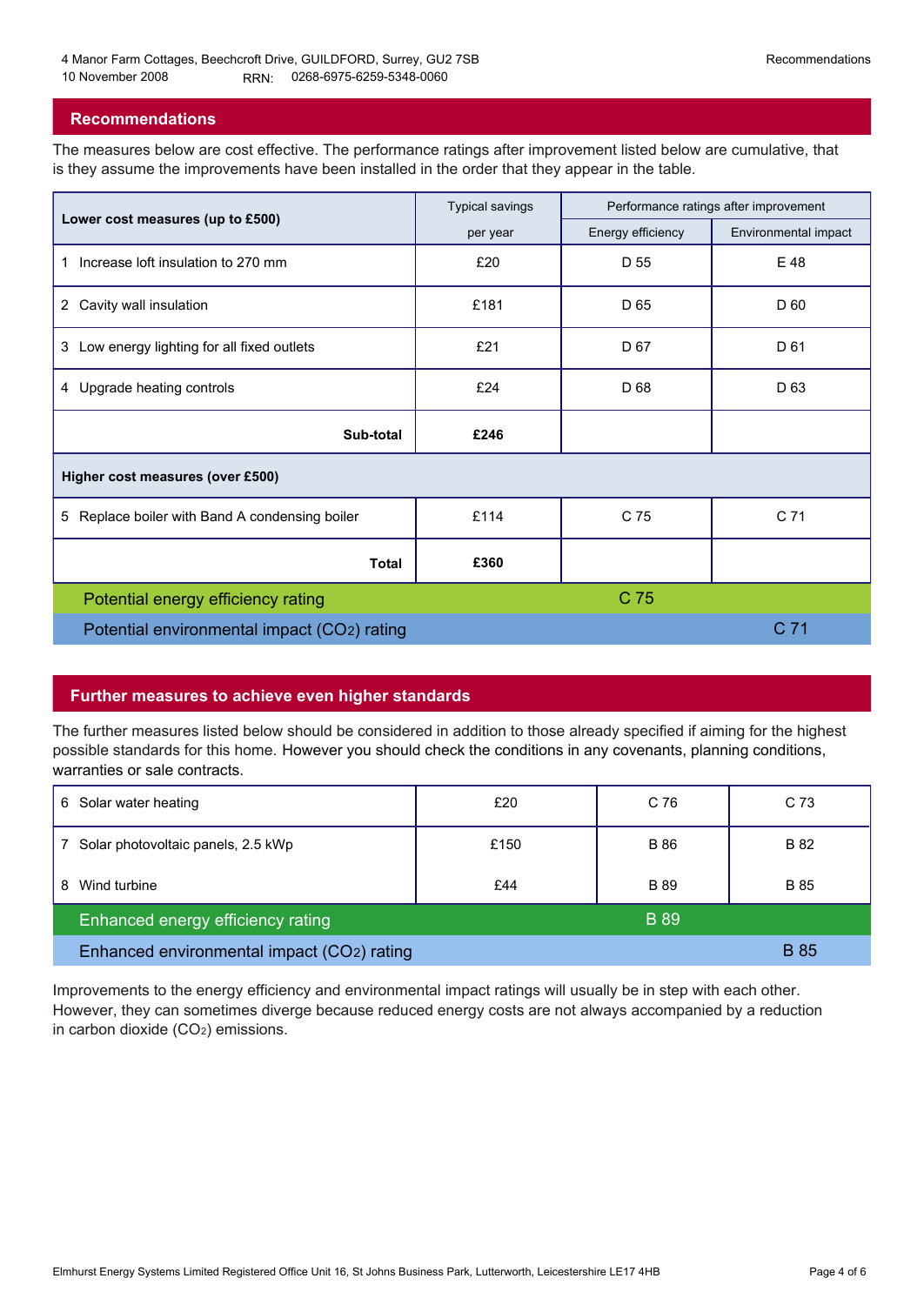4 Manor Farm Cottages, Beechcroft Drive, GUILDFORD, Surrey, GU2 7SB
10 November 2008 RRN: 0268-6975-6259-5348-0060

## Recommendations

The measures below are cost effective. The performance ratings after improvement listed below are cumulative, that is they assume the improvements have been installed in the order that they appear in the table.

| Lower cost measures (up to £500) | Typical savings per year | Performance ratings after improvement | |
|---|---|---|---|
| | | Energy efficiency | Environmental impact |
| 1 Increase loft insulation to 270 mm | £20 | D 55 | E 48 |
| 2 Cavity wall insulation | £181 | D 65 | D 60 |
| 3 Low energy lighting for all fixed outlets | £21 | D 67 | D 61 |
| 4 Upgrade heating controls | £24 | D 68 | D 63 |
| **Sub-total** | **£246** | | |
| **Higher cost measures (over £500)** | | | |
| 5 Replace boiler with Band A condensing boiler | £114 | C 75 | C 71 |
| **Total** | **£360** | | |
| Potential energy efficiency rating | | C 75 | |
| Potential environmental impact ($CO_2$) rating | | | C 71 |

## Further measures to achieve even higher standards

The further measures listed below should be considered in addition to those already specified if aiming for the highest possible standards for this home. However you should check the conditions in any covenants, planning conditions, warranties or sale contracts.

| Measure | Typical savings per year | Energy efficiency | Environmental impact |
|---|---|---|---|
| 6 Solar water heating | £20 | C 76 | C 73 |
| 7 Solar photovoltaic panels, 2.5 kWp | £150 | B 86 | B 82 |
| 8 Wind turbine | £44 | B 89 | B 85 |
| Enhanced energy efficiency rating | | B 89 | |
| Enhanced environmental impact ($CO_2$) rating | | | B 85 |

Improvements to the energy efficiency and environmental impact ratings will usually be in step with each other. However, they can sometimes diverge because reduced energy costs are not always accompanied by a reduction in carbon dioxide ($CO_2$) emissions.

Elmhurst Energy Systems Limited Registered Office Unit 16, St Johns Business Park, Lutterworth, Leicestershire LE17 4HB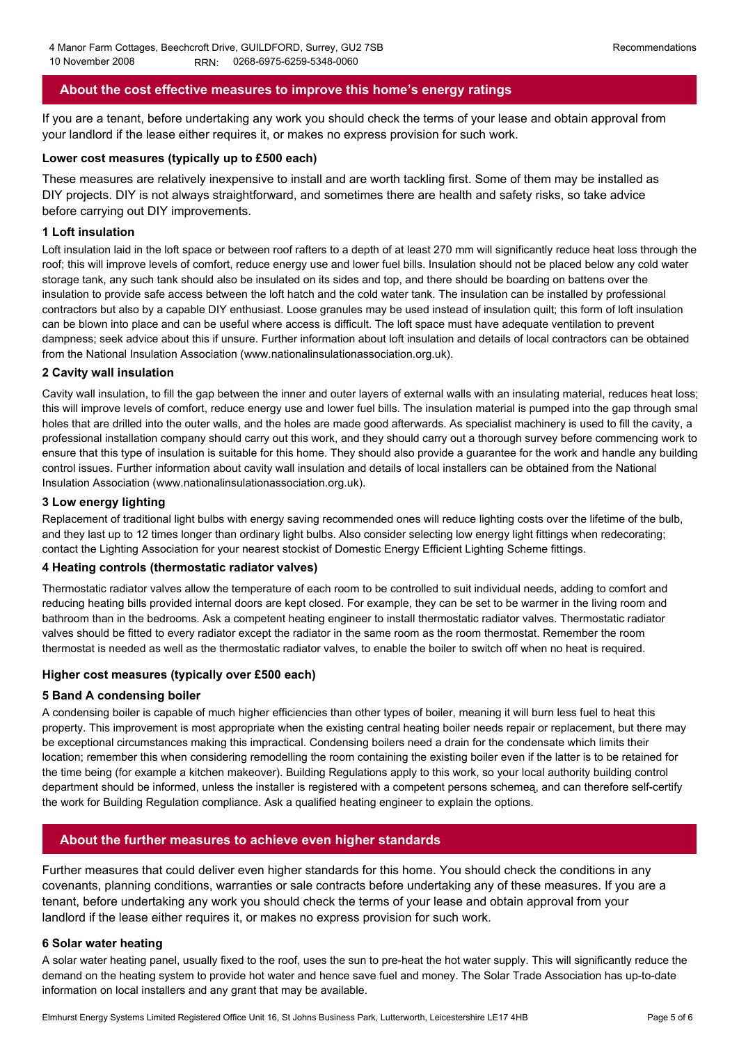## About the cost effective measures to improve this home's energy ratings

If you are a tenant, before undertaking any work you should check the terms of your lease and obtain approval from your landlord if the lease either requires it, or makes no express provision for such work.

### Lower cost measures (typically up to £500 each)

These measures are relatively inexpensive to install and are worth tackling first. Some of them may be installed as DIY projects. DIY is not always straightforward, and sometimes there are health and safety risks, so take advice before carrying out DIY improvements.

#### 1 Loft insulation

Loft insulation laid in the loft space or between roof rafters to a depth of at least 270 mm will significantly reduce heat loss through the roof; this will improve levels of comfort, reduce energy use and lower fuel bills. Insulation should not be placed below any cold water storage tank, any such tank should also be insulated on its sides and top, and there should be boarding on battens over the insulation to provide safe access between the loft hatch and the cold water tank. The insulation can be installed by professional contractors but also by a capable DIY enthusiast. Loose granules may be used instead of insulation quilt; this form of loft insulation can be blown into place and can be useful where access is difficult. The loft space must have adequate ventilation to prevent dampness; seek advice about this if unsure. Further information about loft insulation and details of local contractors can be obtained from the National Insulation Association (www.nationalinsulationassociation.org.uk).

#### 2 Cavity wall insulation

Cavity wall insulation, to fill the gap between the inner and outer layers of external walls with an insulating material, reduces heat loss; this will improve levels of comfort, reduce energy use and lower fuel bills. The insulation material is pumped into the gap through smal holes that are drilled into the outer walls, and the holes are made good afterwards. As specialist machinery is used to fill the cavity, a professional installation company should carry out this work, and they should carry out a thorough survey before commencing work to ensure that this type of insulation is suitable for this home. They should also provide a guarantee for the work and handle any building control issues. Further information about cavity wall insulation and details of local installers can be obtained from the National Insulation Association (www.nationalinsulationassociation.org.uk).

#### 3 Low energy lighting

Replacement of traditional light bulbs with energy saving recommended ones will reduce lighting costs over the lifetime of the bulb, and they last up to 12 times longer than ordinary light bulbs. Also consider selecting low energy light fittings when redecorating; contact the Lighting Association for your nearest stockist of Domestic Energy Efficient Lighting Scheme fittings.

#### 4 Heating controls (thermostatic radiator valves)

Thermostatic radiator valves allow the temperature of each room to be controlled to suit individual needs, adding to comfort and reducing heating bills provided internal doors are kept closed. For example, they can be set to be warmer in the living room and bathroom than in the bedrooms. Ask a competent heating engineer to install thermostatic radiator valves. Thermostatic radiator valves should be fitted to every radiator except the radiator in the same room as the room thermostat. Remember the room thermostat is needed as well as the thermostatic radiator valves, to enable the boiler to switch off when no heat is required.

### Higher cost measures (typically over £500 each)

#### 5 Band A condensing boiler

A condensing boiler is capable of much higher efficiencies than other types of boiler, meaning it will burn less fuel to heat this property. This improvement is most appropriate when the existing central heating boiler needs repair or replacement, but there may be exceptional circumstances making this impractical. Condensing boilers need a drain for the condensate which limits their location; remember this when considering remodelling the room containing the existing boiler even if the latter is to be retained for the time being (for example a kitchen makeover). Building Regulations apply to this work, so your local authority building control department should be informed, unless the installer is registered with a competent persons scheme, and can therefore self-certify the work for Building Regulation compliance. Ask a qualified heating engineer to explain the options.

## About the further measures to achieve even higher standards

Further measures that could deliver even higher standards for this home. You should check the conditions in any covenants, planning conditions, warranties or sale contracts before undertaking any of these measures. If you are a tenant, before undertaking any work you should check the terms of your lease and obtain approval from your landlord if the lease either requires it, or makes no express provision for such work.

#### 6 Solar water heating

A solar water heating panel, usually fixed to the roof, uses the sun to pre-heat the hot water supply. This will significantly reduce the demand on the heating system to provide hot water and hence save fuel and money. The Solar Trade Association has up-to-date information on local installers and any grant that may be available.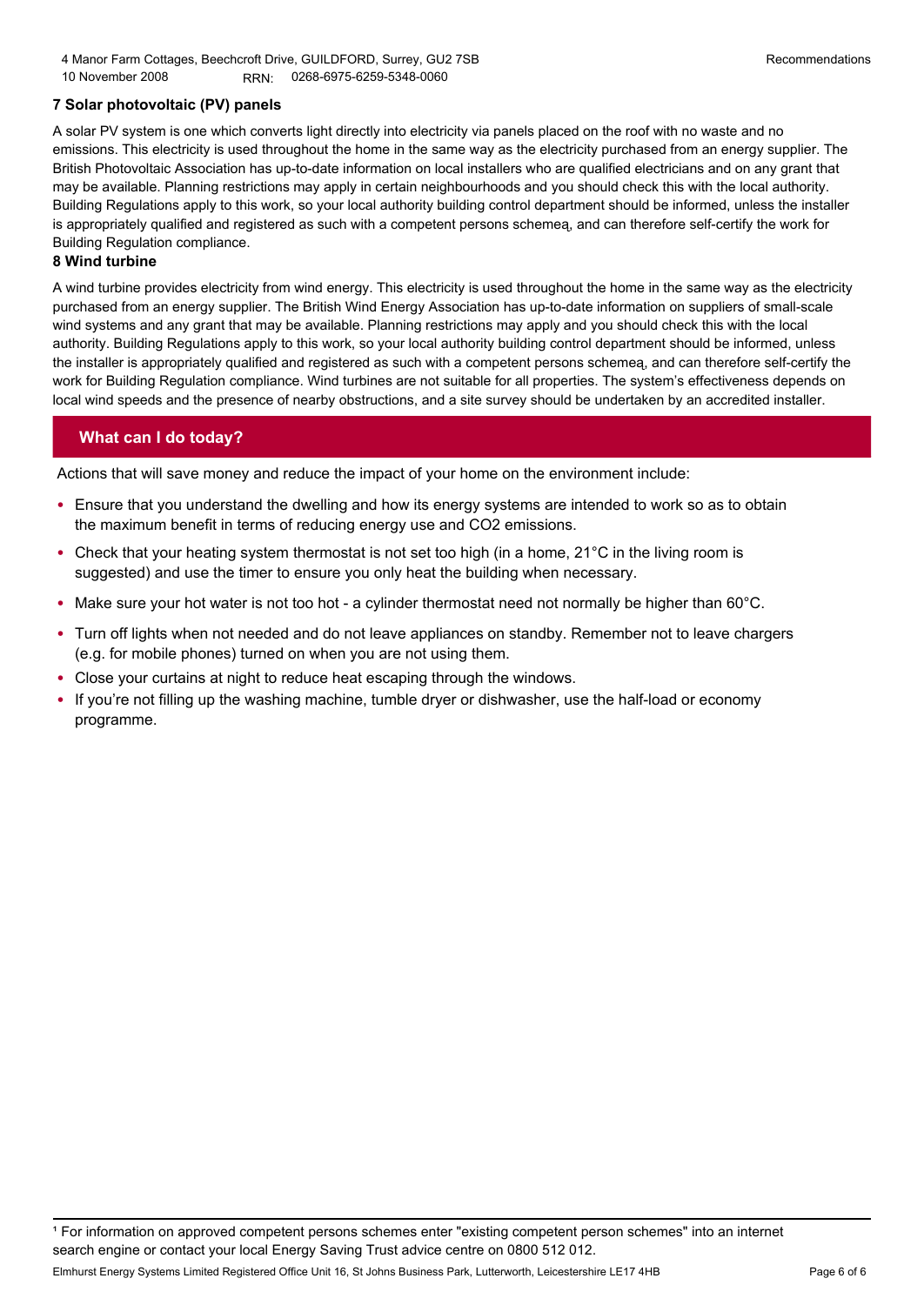### 7 Solar photovoltaic (PV) panels

A solar PV system is one which converts light directly into electricity via panels placed on the roof with no waste and no emissions. This electricity is used throughout the home in the same way as the electricity purchased from an energy supplier. The British Photovoltaic Association has up-to-date information on local installers who are qualified electricians and on any grant that may be available. Planning restrictions may apply in certain neighbourhoods and you should check this with the local authority. Building Regulations apply to this work, so your local authority building control department should be informed, unless the installer is appropriately qualified and registered as such with a competent persons scheme[1], and can therefore self-certify the work for Building Regulation compliance.

### 8 Wind turbine

A wind turbine provides electricity from wind energy. This electricity is used throughout the home in the same way as the electricity purchased from an energy supplier. The British Wind Energy Association has up-to-date information on suppliers of small-scale wind systems and any grant that may be available. Planning restrictions may apply and you should check this with the local authority. Building Regulations apply to this work, so your local authority building control department should be informed, unless the installer is appropriately qualified and registered as such with a competent persons scheme[1], and can therefore self-certify the work for Building Regulation compliance. Wind turbines are not suitable for all properties. The system's effectiveness depends on local wind speeds and the presence of nearby obstructions, and a site survey should be undertaken by an accredited installer.

## What can I do today?

Actions that will save money and reduce the impact of your home on the environment include:

- Ensure that you understand the dwelling and how its energy systems are intended to work so as to obtain the maximum benefit in terms of reducing energy use and $CO_2$ emissions.
- Check that your heating system thermostat is not set too high (in a home, 21°C in the living room is suggested) and use the timer to ensure you only heat the building when necessary.
- Make sure your hot water is not too hot - a cylinder thermostat need not normally be higher than 60°C.
- Turn off lights when not needed and do not leave appliances on standby. Remember not to leave chargers (e.g. for mobile phones) turned on when you are not using them.
- Close your curtains at night to reduce heat escaping through the windows.
- If you're not filling up the washing machine, tumble dryer or dishwasher, use the half-load or economy programme.

[1] For information on approved competent persons schemes enter "existing competent person schemes" into an internet search engine or contact your local Energy Saving Trust advice centre on 0800 512 012.